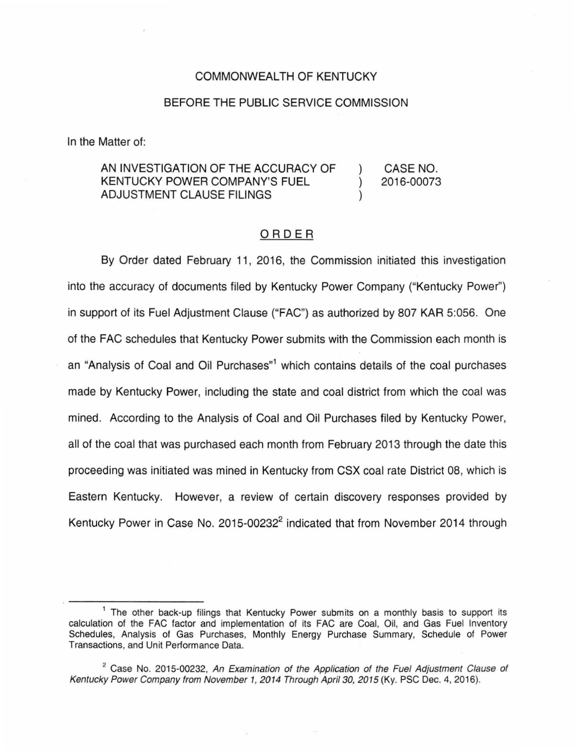COMMONWEALTH OF KENTUCKY

BEFORE THE PUBLIC SERVICE COMMISSION

In the Matter of:

| | | |
|---|---|---|
| AN INVESTIGATION OF THE ACCURACY OF KENTUCKY POWER COMPANY'S FUEL ADJUSTMENT CLAUSE FILINGS | ) ) ) | CASE NO. 2016-00073 |

## ORDER

By Order dated February 11, 2016, the Commission initiated this investigation into the accuracy of documents filed by Kentucky Power Company ("Kentucky Power") in support of its Fuel Adjustment Clause ("FAC") as authorized by 807 KAR 5:056. One of the FAC schedules that Kentucky Power submits with the Commission each month is an "Analysis of Coal and Oil Purchases"[1] which contains details of the coal purchases made by Kentucky Power, including the state and coal district from which the coal was mined. According to the Analysis of Coal and Oil Purchases filed by Kentucky Power, all of the coal that was purchased each month from February 2013 through the date this proceeding was initiated was mined in Kentucky from CSX coal rate District 08, which is Eastern Kentucky. However, a review of certain discovery responses provided by Kentucky Power in Case No. 2015-00232[2] indicated that from November 2014 through

---

[1] The other back-up filings that Kentucky Power submits on a monthly basis to support its calculation of the FAC factor and implementation of its FAC are Coal, Oil, and Gas Fuel Inventory Schedules, Analysis of Gas Purchases, Monthly Energy Purchase Summary, Schedule of Power Transactions, and Unit Performance Data.

[2] Case No. 2015-00232, *An Examination of the Application of the Fuel Adjustment Clause of Kentucky Power Company from November 1, 2014 Through April 30, 2015* (Ky. PSC Dec. 4, 2016).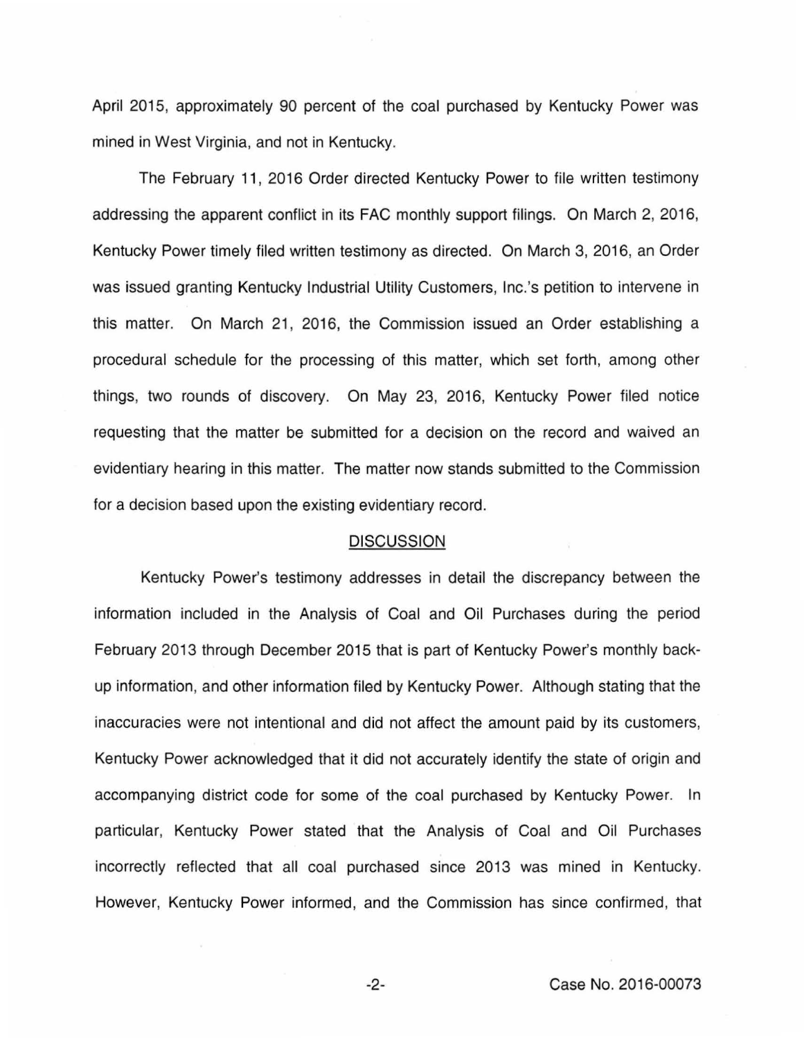April 2015, approximately 90 percent of the coal purchased by Kentucky Power was mined in West Virginia, and not in Kentucky.

The February 11, 2016 Order directed Kentucky Power to file written testimony addressing the apparent conflict in its FAC monthly support filings. On March 2, 2016, Kentucky Power timely filed written testimony as directed. On March 3, 2016, an Order was issued granting Kentucky Industrial Utility Customers, Inc.'s petition to intervene in this matter. On March 21, 2016, the Commission issued an Order establishing a procedural schedule for the processing of this matter, which set forth, among other things, two rounds of discovery. On May 23, 2016, Kentucky Power filed notice requesting that the matter be submitted for a decision on the record and waived an evidentiary hearing in this matter. The matter now stands submitted to the Commission for a decision based upon the existing evidentiary record.

## DISCUSSION

Kentucky Power's testimony addresses in detail the discrepancy between the information included in the Analysis of Coal and Oil Purchases during the period February 2013 through December 2015 that is part of Kentucky Power's monthly back-up information, and other information filed by Kentucky Power. Although stating that the inaccuracies were not intentional and did not affect the amount paid by its customers, Kentucky Power acknowledged that it did not accurately identify the state of origin and accompanying district code for some of the coal purchased by Kentucky Power. In particular, Kentucky Power stated that the Analysis of Coal and Oil Purchases incorrectly reflected that all coal purchased since 2013 was mined in Kentucky. However, Kentucky Power informed, and the Commission has since confirmed, that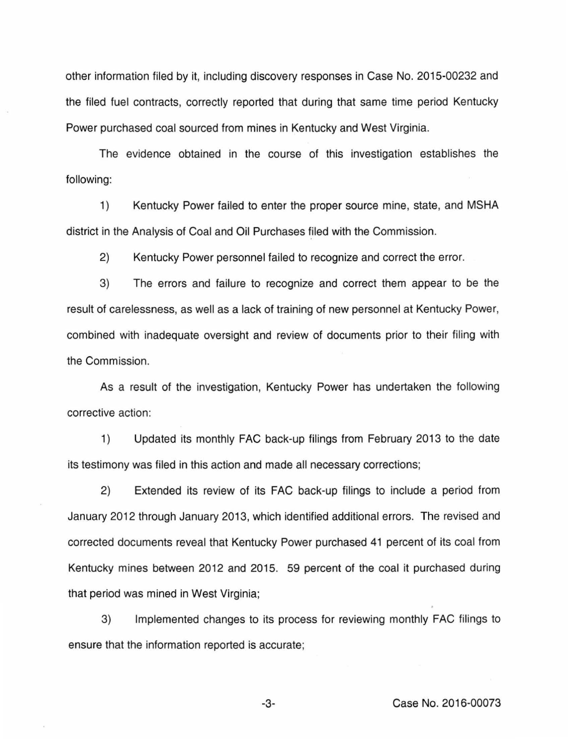other information filed by it, including discovery responses in Case No. 2015-00232 and the filed fuel contracts, correctly reported that during that same time period Kentucky Power purchased coal sourced from mines in Kentucky and West Virginia.

The evidence obtained in the course of this investigation establishes the following:

1) Kentucky Power failed to enter the proper source mine, state, and MSHA district in the Analysis of Coal and Oil Purchases filed with the Commission.

2) Kentucky Power personnel failed to recognize and correct the error.

3) The errors and failure to recognize and correct them appear to be the result of carelessness, as well as a lack of training of new personnel at Kentucky Power, combined with inadequate oversight and review of documents prior to their filing with the Commission.

As a result of the investigation, Kentucky Power has undertaken the following corrective action:

1) Updated its monthly FAC back-up filings from February 2013 to the date its testimony was filed in this action and made all necessary corrections;

2) Extended its review of its FAC back-up filings to include a period from January 2012 through January 2013, which identified additional errors. The revised and corrected documents reveal that Kentucky Power purchased 41 percent of its coal from Kentucky mines between 2012 and 2015. 59 percent of the coal it purchased during that period was mined in West Virginia;

3) Implemented changes to its process for reviewing monthly FAC filings to ensure that the information reported is accurate;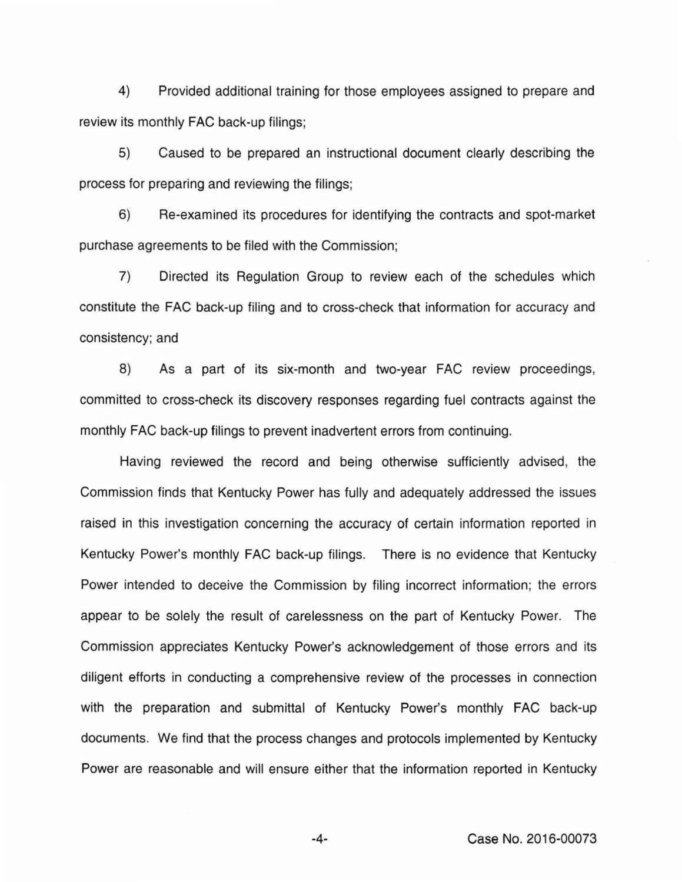4) Provided additional training for those employees assigned to prepare and review its monthly FAC back-up filings;

5) Caused to be prepared an instructional document clearly describing the process for preparing and reviewing the filings;

6) Re-examined its procedures for identifying the contracts and spot-market purchase agreements to be filed with the Commission;

7) Directed its Regulation Group to review each of the schedules which constitute the FAC back-up filing and to cross-check that information for accuracy and consistency; and

8) As a part of its six-month and two-year FAC review proceedings, committed to cross-check its discovery responses regarding fuel contracts against the monthly FAC back-up filings to prevent inadvertent errors from continuing.

Having reviewed the record and being otherwise sufficiently advised, the Commission finds that Kentucky Power has fully and adequately addressed the issues raised in this investigation concerning the accuracy of certain information reported in Kentucky Power's monthly FAC back-up filings. There is no evidence that Kentucky Power intended to deceive the Commission by filing incorrect information; the errors appear to be solely the result of carelessness on the part of Kentucky Power. The Commission appreciates Kentucky Power's acknowledgement of those errors and its diligent efforts in conducting a comprehensive review of the processes in connection with the preparation and submittal of Kentucky Power's monthly FAC back-up documents. We find that the process changes and protocols implemented by Kentucky Power are reasonable and will ensure either that the information reported in Kentucky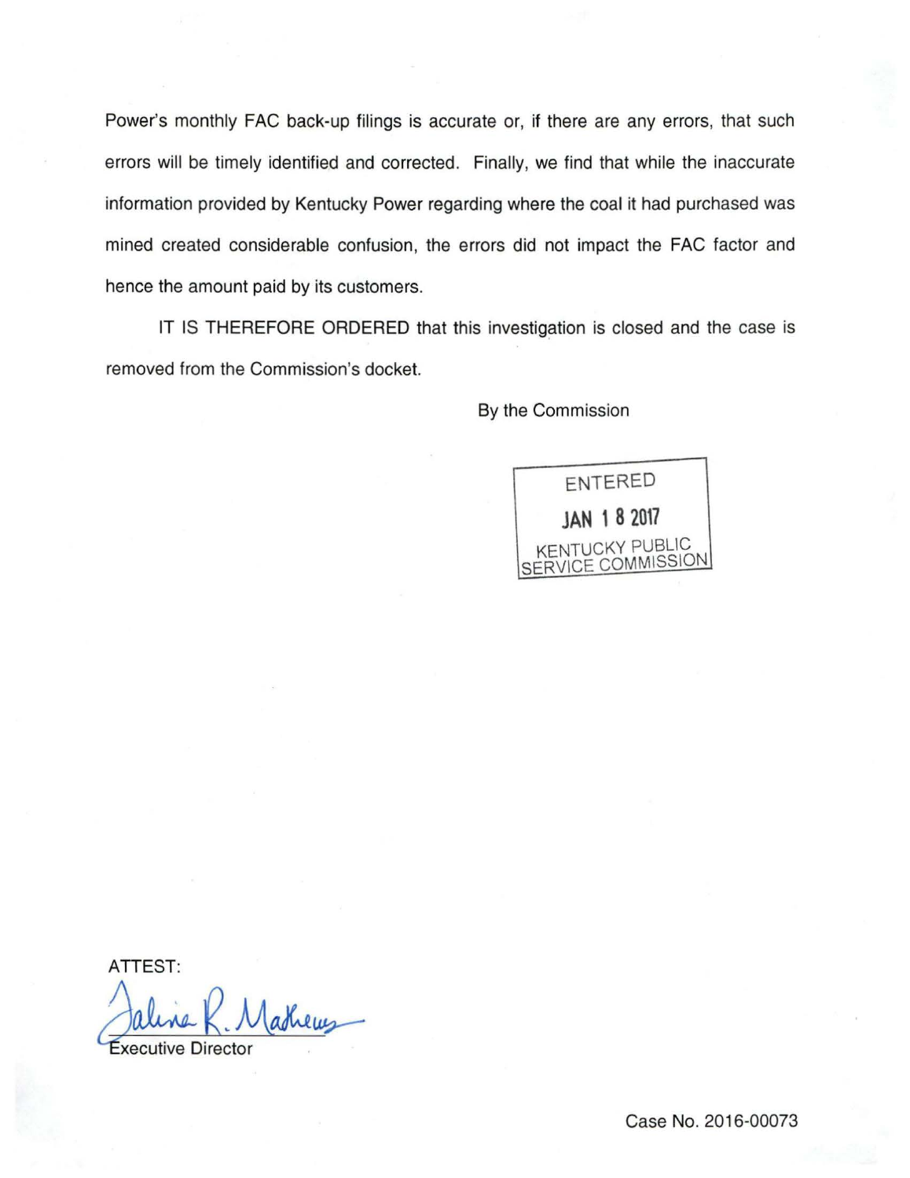Power's monthly FAC back-up filings is accurate or, if there are any errors, that such errors will be timely identified and corrected. Finally, we find that while the inaccurate information provided by Kentucky Power regarding where the coal it had purchased was mined created considerable confusion, the errors did not impact the FAC factor and hence the amount paid by its customers.

IT IS THEREFORE ORDERED that this investigation is closed and the case is removed from the Commission's docket.

By the Commission

ENTERED
JAN 18 2017
KENTUCKY PUBLIC SERVICE COMMISSION

ATTEST:

Talina R. Mathews

Executive Director

Case No. 2016-00073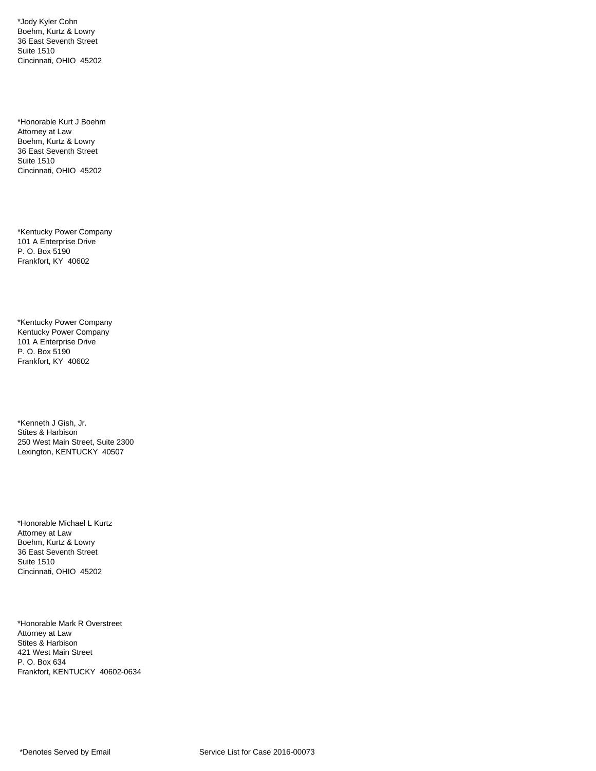*Jody Kyler Cohn
Boehm, Kurtz & Lowry
36 East Seventh Street
Suite 1510
Cincinnati, OHIO  45202

*Honorable Kurt J Boehm
Attorney at Law
Boehm, Kurtz & Lowry
36 East Seventh Street
Suite 1510
Cincinnati, OHIO  45202

*Kentucky Power Company
101 A Enterprise Drive
P. O. Box 5190
Frankfort, KY  40602

*Kentucky Power Company
Kentucky Power Company
101 A Enterprise Drive
P. O. Box 5190
Frankfort, KY  40602

*Kenneth J Gish, Jr.
Stites & Harbison
250 West Main Street, Suite 2300
Lexington, KENTUCKY  40507

*Honorable Michael L Kurtz
Attorney at Law
Boehm, Kurtz & Lowry
36 East Seventh Street
Suite 1510
Cincinnati, OHIO  45202

*Honorable Mark R Overstreet
Attorney at Law
Stites & Harbison
421 West Main Street
P. O. Box 634
Frankfort, KENTUCKY  40602-0634

*Denotes Served by Email                    Service List for Case 2016-00073